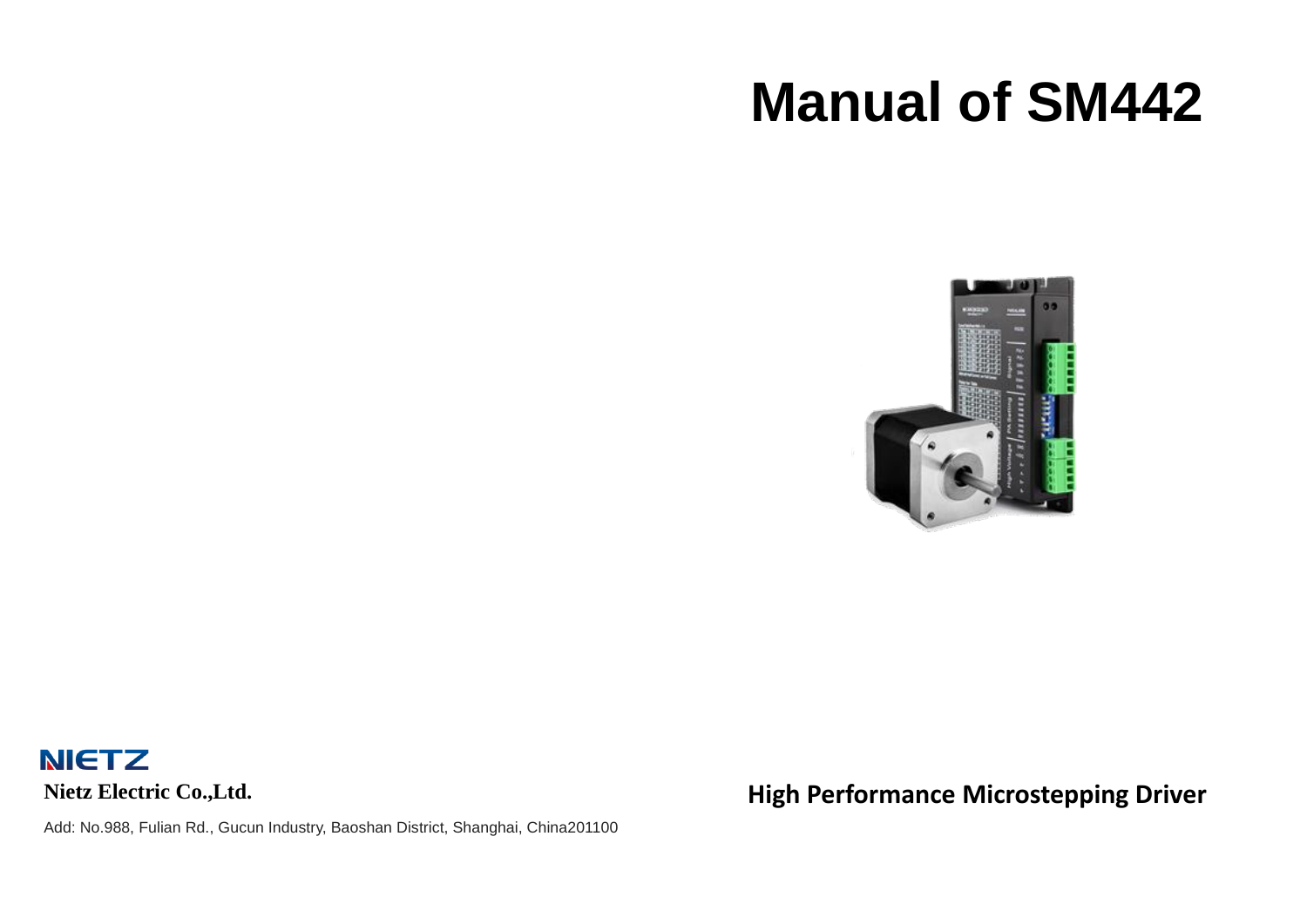# Manual of SM442

NIETZ

**Nietz Electric Co.,Ltd.**

Add: No.988, Fulian Rd., Gucun Industry, Baoshan District, Shanghai, China201100

**High Performance Microstepping Driver**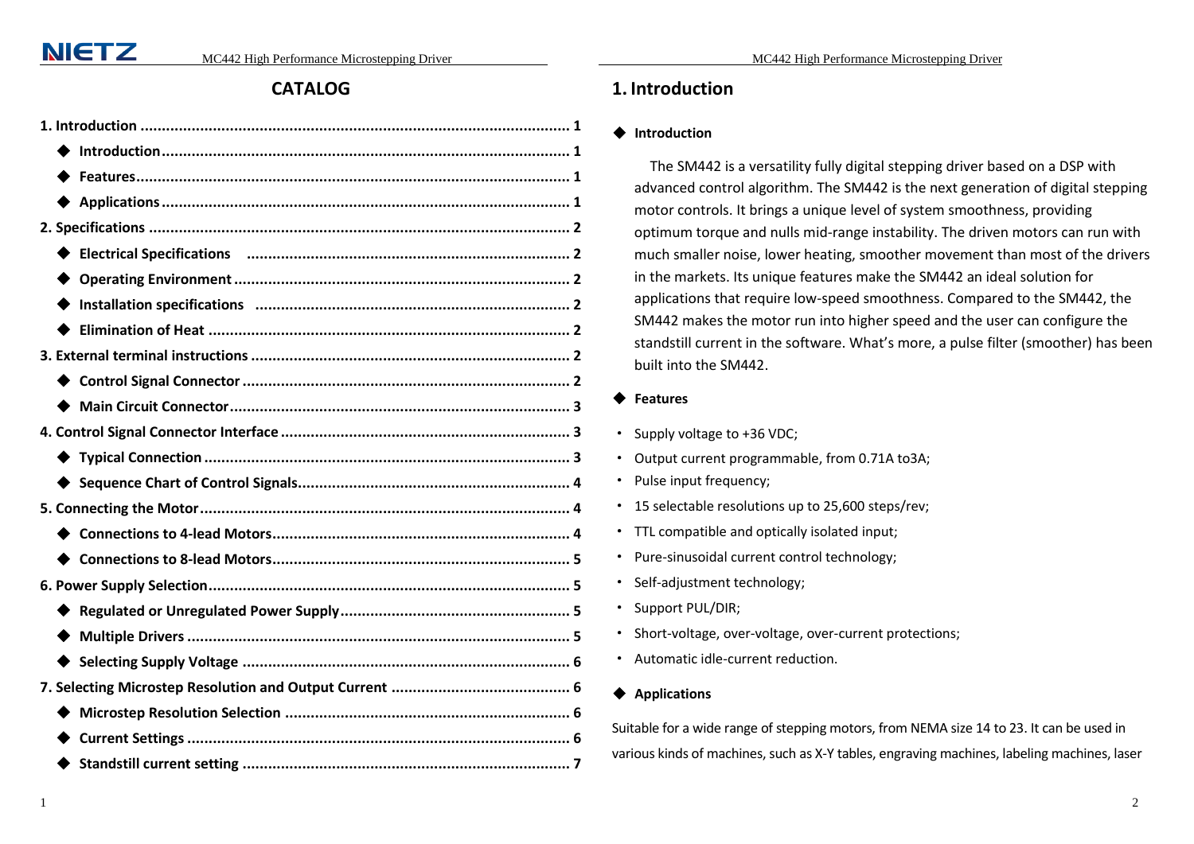## CATALOG

**1. Introduction** .................... 1
- **Introduction** .................... 1
- **Features** .................... 1
- **Applications** .................... 1

**2. Specifications** .................... 2
- **Electrical Specifications** .................... 2
- **Operating Environment** .................... 2
- **Installation specifications** .................... 2
- **Elimination of Heat** .................... 2

**3. External terminal instructions** .................... 2
- **Control Signal Connector** .................... 2
- **Main Circuit Connector** .................... 3

**4. Control Signal Connector Interface** .................... 3
- **Typical Connection** .................... 3
- **Sequence Chart of Control Signals** .................... 4

**5. Connecting the Motor** .................... 4
- **Connections to 4-lead Motors** .................... 4
- **Connections to 8-lead Motors** .................... 5

**6. Power Supply Selection** .................... 5
- **Regulated or Unregulated Power Supply** .................... 5
- **Multiple Drivers** .................... 5
- **Selecting Supply Voltage** .................... 6

**7. Selecting Microstep Resolution and Output Current** .................... 6
- **Microstep Resolution Selection** .................... 6
- **Current Settings** .................... 6
- **Standstill current setting** .................... 7

# 1. Introduction

### ◆ Introduction

The SM442 is a versatility fully digital stepping driver based on a DSP with advanced control algorithm. The SM442 is the next generation of digital stepping motor controls. It brings a unique level of system smoothness, providing optimum torque and nulls mid-range instability. The driven motors can run with much smaller noise, lower heating, smoother movement than most of the drivers in the markets. Its unique features make the SM442 an ideal solution for applications that require low-speed smoothness. Compared to the SM442, the SM442 makes the motor run into higher speed and the user can configure the standstill current in the software. What's more, a pulse filter (smoother) has been built into the SM442.

### ◆ Features

- Supply voltage to +36 VDC;
- Output current programmable, from 0.71A to3A;
- Pulse input frequency;
- 15 selectable resolutions up to 25,600 steps/rev;
- TTL compatible and optically isolated input;
- Pure-sinusoidal current control technology;
- Self-adjustment technology;
- Support PUL/DIR;
- Short-voltage, over-voltage, over-current protections;
- Automatic idle-current reduction.

### ◆ Applications

Suitable for a wide range of stepping motors, from NEMA size 14 to 23. It can be used in various kinds of machines, such as X-Y tables, engraving machines, labeling machines, laser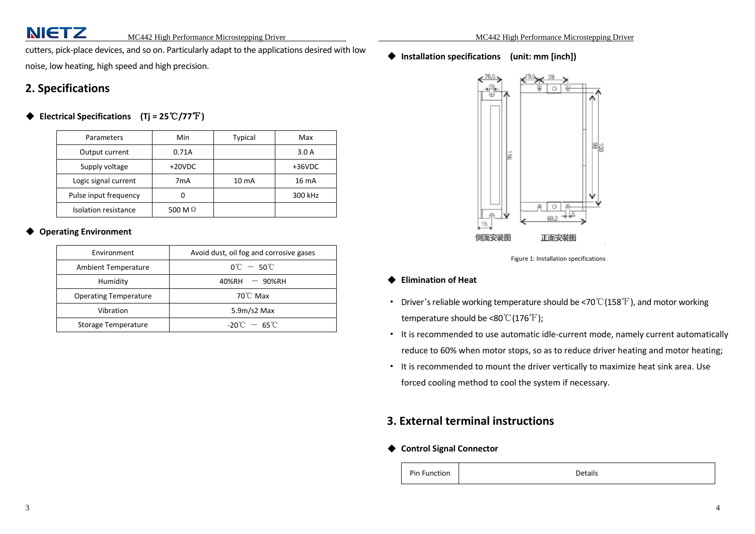cutters, pick-place devices, and so on. Particularly adapt to the applications desired with low noise, low heating, high speed and high precision.

## 2. Specifications

### ◆ Electrical Specifications (Tj = 25℃/77℉)

| Parameters | Min | Typical | Max |
|---|---|---|---|
| Output current | 0.71A | | 3.0 A |
| Supply voltage | +20VDC | | +36VDC |
| Logic signal current | 7mA | 10 mA | 16 mA |
| Pulse input frequency | 0 | | 300 kHz |
| Isolation resistance | 500 MΩ | | |

### ◆ Operating Environment

| Environment | Avoid dust, oil fog and corrosive gases |
|---|---|
| Ambient Temperature | 0℃ — 50℃ |
| Humidity | 40%RH — 90%RH |
| Operating Temperature | 70℃ Max |
| Vibration | 5.9m/s2 Max |
| Storage Temperature | -20℃ — 65℃ |

### ◆ Installation specifications (unit: mm [inch])

侧面安装图 正面安装图

Figure 1: Installation specifications

### ◆ Elimination of Heat

- Driver's reliable working temperature should be <70℃(158℉), and motor working temperature should be <80℃(176℉);
- It is recommended to use automatic idle-current mode, namely current automatically reduce to 60% when motor stops, so as to reduce driver heating and motor heating;
- It is recommended to mount the driver vertically to maximize heat sink area. Use forced cooling method to cool the system if necessary.

## 3. External terminal instructions

### ◆ Control Signal Connector

| Pin Function | Details |
|---|---|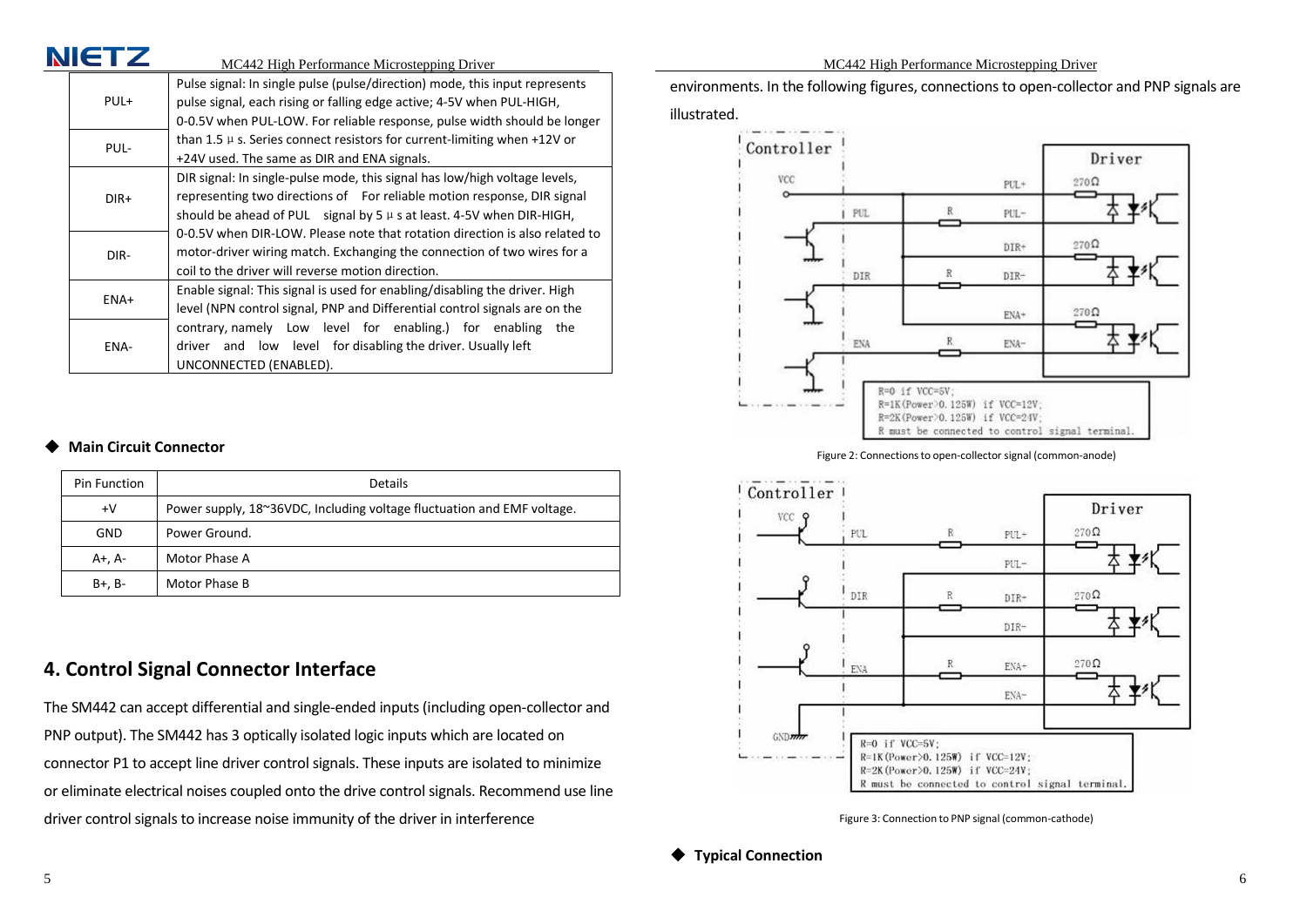| | |
|---|---|
| PUL+ | Pulse signal: In single pulse (pulse/direction) mode, this input represents pulse signal, each rising or falling edge active; 4-5V when PUL-HIGH, 0-0.5V when PUL-LOW. For reliable response, pulse width should be longer than 1.5 μ s. Series connect resistors for current-limiting when +12V or +24V used. The same as DIR and ENA signals. |
| PUL- | |
| DIR+ | DIR signal: In single-pulse mode, this signal has low/high voltage levels, representing two directions of For reliable motion response, DIR signal should be ahead of PUL signal by 5 μ s at least. 4-5V when DIR-HIGH, 0-0.5V when DIR-LOW. Please note that rotation direction is also related to motor-driver wiring match. Exchanging the connection of two wires for a coil to the driver will reverse motion direction. |
| DIR- | |
| ENA+ | Enable signal: This signal is used for enabling/disabling the driver. High level (NPN control signal, PNP and Differential control signals are on the contrary, namely Low level for enabling.) for enabling the driver and low level for disabling the driver. Usually left UNCONNECTED (ENABLED). |
| ENA- | |

◆ **Main Circuit Connector**

| Pin Function | Details |
|---|---|
| +V | Power supply, 18~36VDC, Including voltage fluctuation and EMF voltage. |
| GND | Power Ground. |
| A+, A- | Motor Phase A |
| B+, B- | Motor Phase B |

## 4. Control Signal Connector Interface

The SM442 can accept differential and single-ended inputs (including open-collector and PNP output). The SM442 has 3 optically isolated logic inputs which are located on connector P1 to accept line driver control signals. These inputs are isolated to minimize or eliminate electrical noises coupled onto the drive control signals. Recommend use line driver control signals to increase noise immunity of the driver in interference environments. In the following figures, connections to open-collector and PNP signals are illustrated.

Figure 2: Connections to open-collector signal (common-anode)

Figure 3: Connection to PNP signal (common-cathode)

◆ **Typical Connection**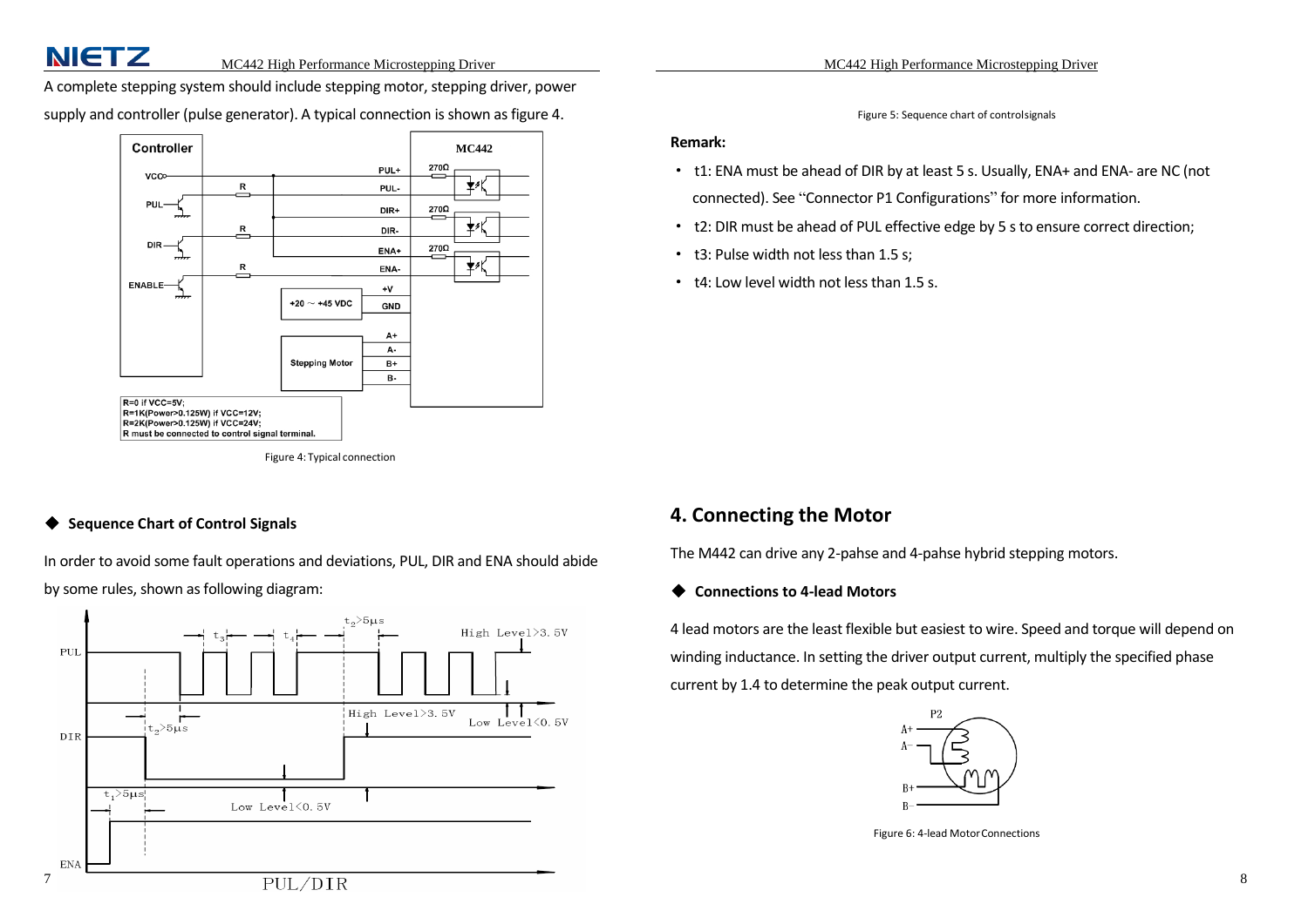A complete stepping system should include stepping motor, stepping driver, power supply and controller (pulse generator). A typical connection is shown as figure 4.

Figure 4: Typical connection

### ◆ Sequence Chart of Control Signals

In order to avoid some fault operations and deviations, PUL, DIR and ENA should abide by some rules, shown as following diagram:

Figure 5: Sequence chart of control signals

**Remark:**

- t1: ENA must be ahead of DIR by at least 5 s. Usually, ENA+ and ENA- are NC (not connected). See "Connector P1 Configurations" for more information.
- t2: DIR must be ahead of PUL effective edge by 5 s to ensure correct direction;
- t3: Pulse width not less than 1.5 s;
- t4: Low level width not less than 1.5 s.

## 4. Connecting the Motor

The M442 can drive any 2-pahse and 4-pahse hybrid stepping motors.

### ◆ Connections to 4-lead Motors

4 lead motors are the least flexible but easiest to wire. Speed and torque will depend on winding inductance. In setting the driver output current, multiply the specified phase current by 1.4 to determine the peak output current.

Figure 6: 4-lead Motor Connections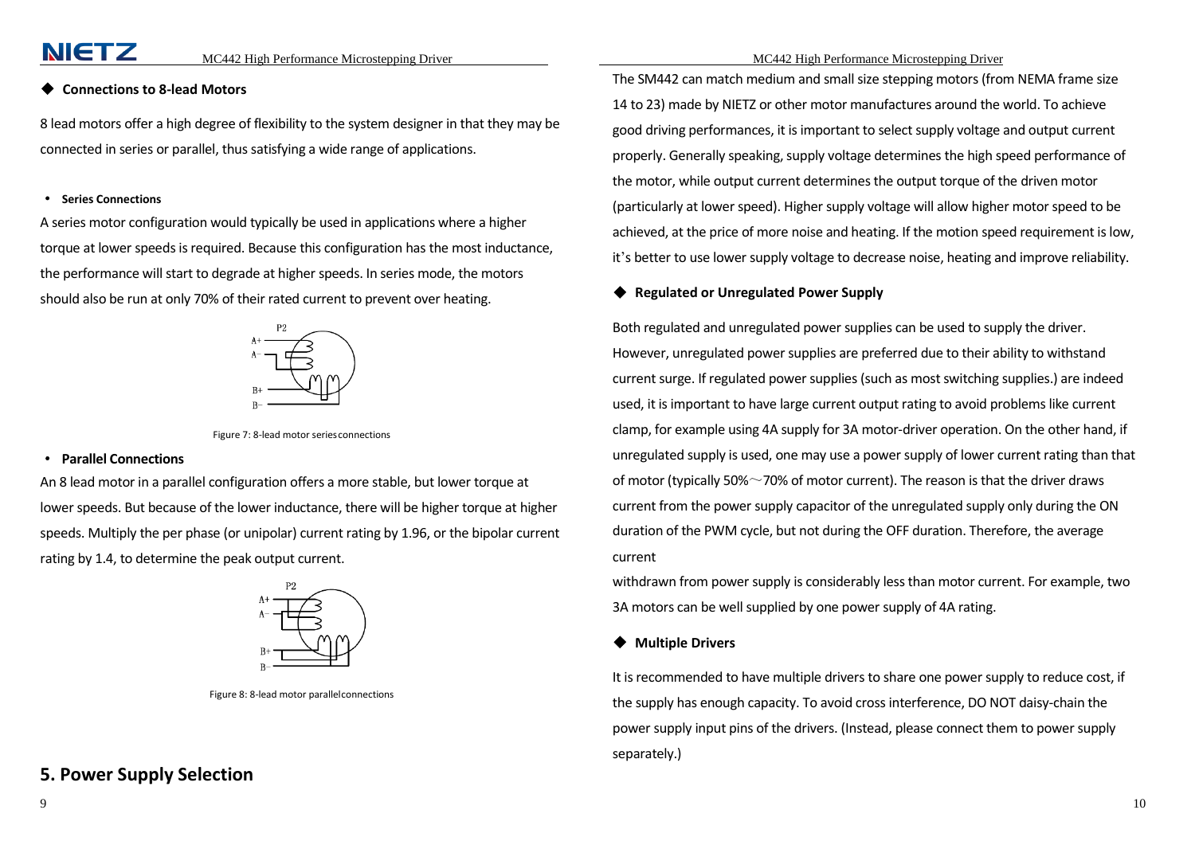### Connections to 8-lead Motors

8 lead motors offer a high degree of flexibility to the system designer in that they may be connected in series or parallel, thus satisfying a wide range of applications.

- **Series Connections**

A series motor configuration would typically be used in applications where a higher torque at lower speeds is required. Because this configuration has the most inductance, the performance will start to degrade at higher speeds. In series mode, the motors should also be run at only 70% of their rated current to prevent over heating.

Figure 7: 8-lead motor series connections

- **Parallel Connections**

An 8 lead motor in a parallel configuration offers a more stable, but lower torque at lower speeds. But because of the lower inductance, there will be higher torque at higher speeds. Multiply the per phase (or unipolar) current rating by 1.96, or the bipolar current rating by 1.4, to determine the peak output current.

Figure 8: 8-lead motor parallel connections

## 5. Power Supply Selection

The SM442 can match medium and small size stepping motors (from NEMA frame size 14 to 23) made by NIETZ or other motor manufactures around the world. To achieve good driving performances, it is important to select supply voltage and output current properly. Generally speaking, supply voltage determines the high speed performance of the motor, while output current determines the output torque of the driven motor (particularly at lower speed). Higher supply voltage will allow higher motor speed to be achieved, at the price of more noise and heating. If the motion speed requirement is low, it's better to use lower supply voltage to decrease noise, heating and improve reliability.

### Regulated or Unregulated Power Supply

Both regulated and unregulated power supplies can be used to supply the driver. However, unregulated power supplies are preferred due to their ability to withstand current surge. If regulated power supplies (such as most switching supplies.) are indeed used, it is important to have large current output rating to avoid problems like current clamp, for example using 4A supply for 3A motor-driver operation. On the other hand, if unregulated supply is used, one may use a power supply of lower current rating than that of motor (typically 50%～70% of motor current). The reason is that the driver draws current from the power supply capacitor of the unregulated supply only during the ON duration of the PWM cycle, but not during the OFF duration. Therefore, the average current withdrawn from power supply is considerably less than motor current. For example, two 3A motors can be well supplied by one power supply of 4A rating.

### Multiple Drivers

It is recommended to have multiple drivers to share one power supply to reduce cost, if the supply has enough capacity. To avoid cross interference, DO NOT daisy-chain the power supply input pins of the drivers. (Instead, please connect them to power supply separately.)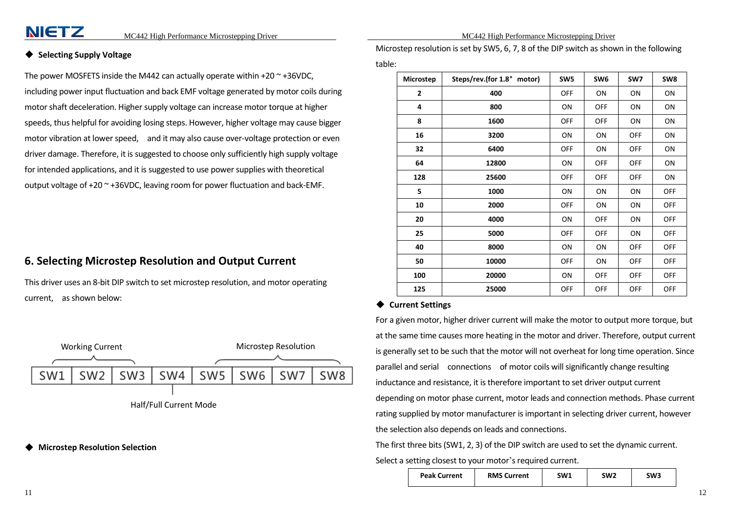◆ **Selecting Supply Voltage**

The power MOSFETS inside the M442 can actually operate within +20 ~ +36VDC, including power input fluctuation and back EMF voltage generated by motor coils during motor shaft deceleration. Higher supply voltage can increase motor torque at higher speeds, thus helpful for avoiding losing steps. However, higher voltage may cause bigger motor vibration at lower speed, and it may also cause over-voltage protection or even driver damage. Therefore, it is suggested to choose only sufficiently high supply voltage for intended applications, and it is suggested to use power supplies with theoretical output voltage of +20 ~ +36VDC, leaving room for power fluctuation and back-EMF.

## 6. Selecting Microstep Resolution and Output Current

This driver uses an 8-bit DIP switch to set microstep resolution, and motor operating current, as shown below:

Working Current (SW1, SW2, SW3) | Half/Full Current Mode (SW4) | Microstep Resolution (SW5, SW6, SW7, SW8)

| SW1 | SW2 | SW3 | SW4 | SW5 | SW6 | SW7 | SW8 |
|---|---|---|---|---|---|---|---|

◆ **Microstep Resolution Selection**

Microstep resolution is set by SW5, 6, 7, 8 of the DIP switch as shown in the following table:

| Microstep | Steps/rev.(for 1.8° motor) | SW5 | SW6 | SW7 | SW8 |
|---|---|---|---|---|---|
| 2 | 400 | OFF | ON | ON | ON |
| 4 | 800 | ON | OFF | ON | ON |
| 8 | 1600 | OFF | OFF | ON | ON |
| 16 | 3200 | ON | ON | OFF | ON |
| 32 | 6400 | OFF | ON | OFF | ON |
| 64 | 12800 | ON | OFF | OFF | ON |
| 128 | 25600 | OFF | OFF | OFF | ON |
| 5 | 1000 | ON | ON | ON | OFF |
| 10 | 2000 | OFF | ON | ON | OFF |
| 20 | 4000 | ON | OFF | ON | OFF |
| 25 | 5000 | OFF | OFF | ON | OFF |
| 40 | 8000 | ON | ON | OFF | OFF |
| 50 | 10000 | OFF | ON | OFF | OFF |
| 100 | 20000 | ON | OFF | OFF | OFF |
| 125 | 25000 | OFF | OFF | OFF | OFF |

◆ **Current Settings**

For a given motor, higher driver current will make the motor to output more torque, but at the same time causes more heating in the motor and driver. Therefore, output current is generally set to be such that the motor will not overheat for long time operation. Since parallel and serial connections of motor coils will significantly change resulting inductance and resistance, it is therefore important to set driver output current depending on motor phase current, motor leads and connection methods. Phase current rating supplied by motor manufacturer is important in selecting driver current, however the selection also depends on leads and connections.

The first three bits (SW1, 2, 3) of the DIP switch are used to set the dynamic current. Select a setting closest to your motor's required current.

| Peak Current | RMS Current | SW1 | SW2 | SW3 |
|---|---|---|---|---|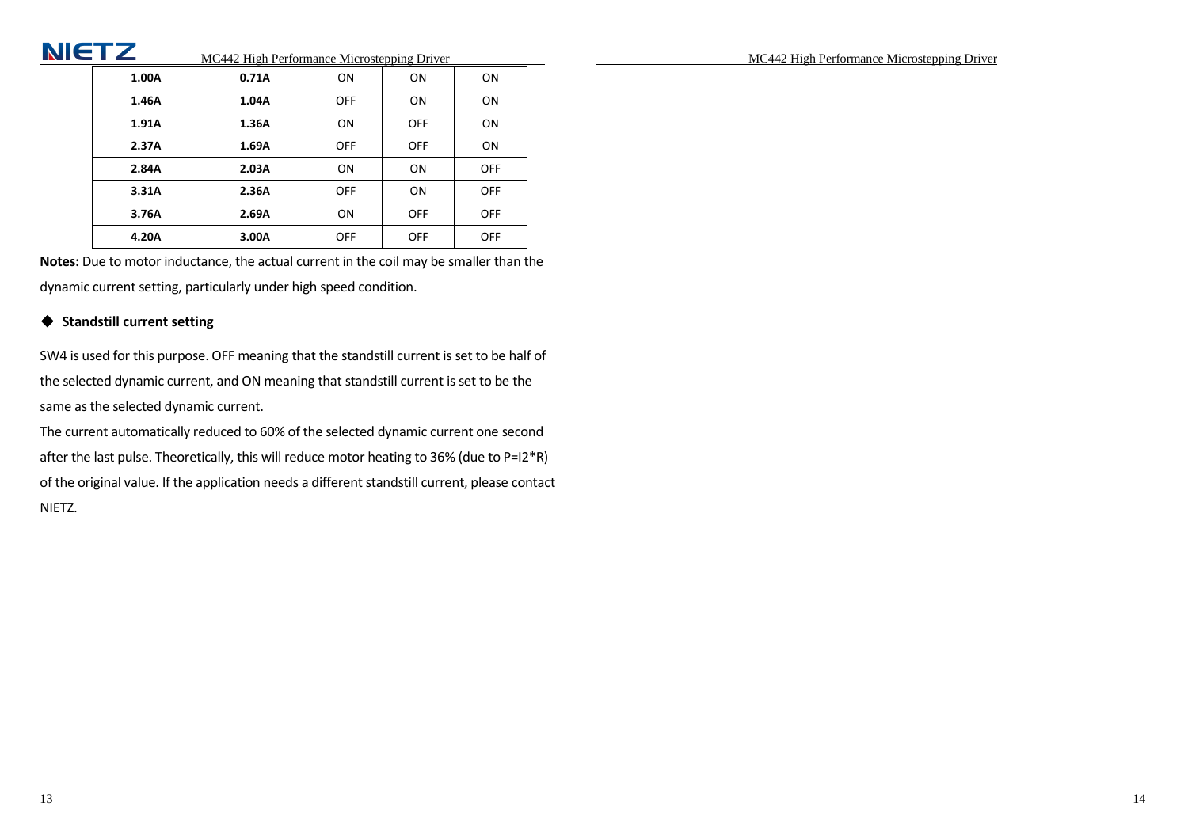| | | | | |
|---|---|---|---|---|
| **1.00A** | **0.71A** | ON | ON | ON |
| **1.46A** | **1.04A** | OFF | ON | ON |
| **1.91A** | **1.36A** | ON | OFF | ON |
| **2.37A** | **1.69A** | OFF | OFF | ON |
| **2.84A** | **2.03A** | ON | ON | OFF |
| **3.31A** | **2.36A** | OFF | ON | OFF |
| **3.76A** | **2.69A** | ON | OFF | OFF |
| **4.20A** | **3.00A** | OFF | OFF | OFF |

**Notes:** Due to motor inductance, the actual current in the coil may be smaller than the dynamic current setting, particularly under high speed condition.

### ◆ Standstill current setting

SW4 is used for this purpose. OFF meaning that the standstill current is set to be half of the selected dynamic current, and ON meaning that standstill current is set to be the same as the selected dynamic current.

The current automatically reduced to 60% of the selected dynamic current one second after the last pulse. Theoretically, this will reduce motor heating to 36% (due to $P=I^2*R$) of the original value. If the application needs a different standstill current, please contact NIETZ.